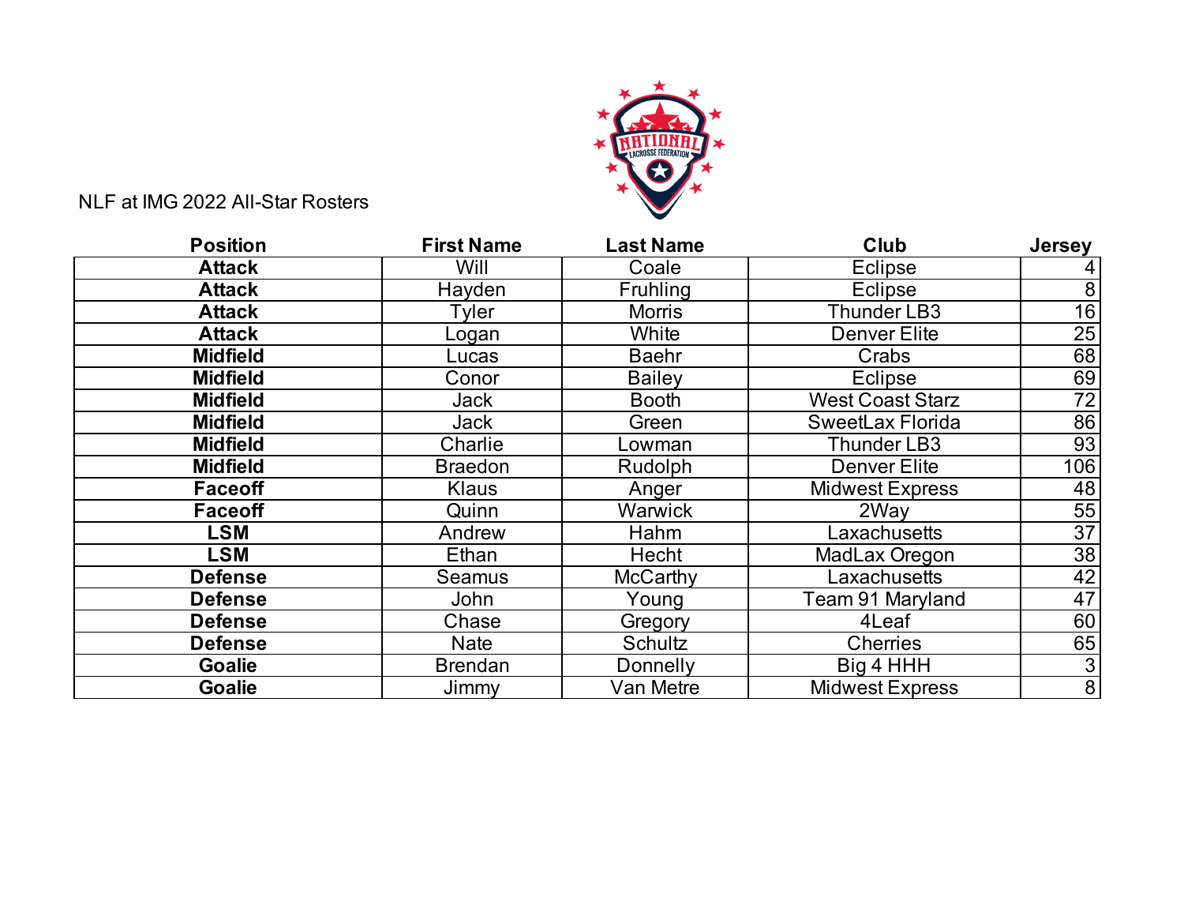NLF at IMG 2022 All-Star Rosters

| Position | First Name | Last Name | Club | Jersey |
|---|---|---|---|---|
| **Attack** | Will | Coale | Eclipse | 4 |
| **Attack** | Hayden | Fruhling | Eclipse | 8 |
| **Attack** | Tyler | Morris | Thunder LB3 | 16 |
| **Attack** | Logan | White | Denver Elite | 25 |
| **Midfield** | Lucas | Baehr | Crabs | 68 |
| **Midfield** | Conor | Bailey | Eclipse | 69 |
| **Midfield** | Jack | Booth | West Coast Starz | 72 |
| **Midfield** | Jack | Green | SweetLax Florida | 86 |
| **Midfield** | Charlie | Lowman | Thunder LB3 | 93 |
| **Midfield** | Braedon | Rudolph | Denver Elite | 106 |
| **Faceoff** | Klaus | Anger | Midwest Express | 48 |
| **Faceoff** | Quinn | Warwick | 2Way | 55 |
| **LSM** | Andrew | Hahm | Laxachusetts | 37 |
| **LSM** | Ethan | Hecht | MadLax Oregon | 38 |
| **Defense** | Seamus | McCarthy | Laxachusetts | 42 |
| **Defense** | John | Young | Team 91 Maryland | 47 |
| **Defense** | Chase | Gregory | 4Leaf | 60 |
| **Defense** | Nate | Schultz | Cherries | 65 |
| **Goalie** | Brendan | Donnelly | Big 4 HHH | 3 |
| **Goalie** | Jimmy | Van Metre | Midwest Express | 8 |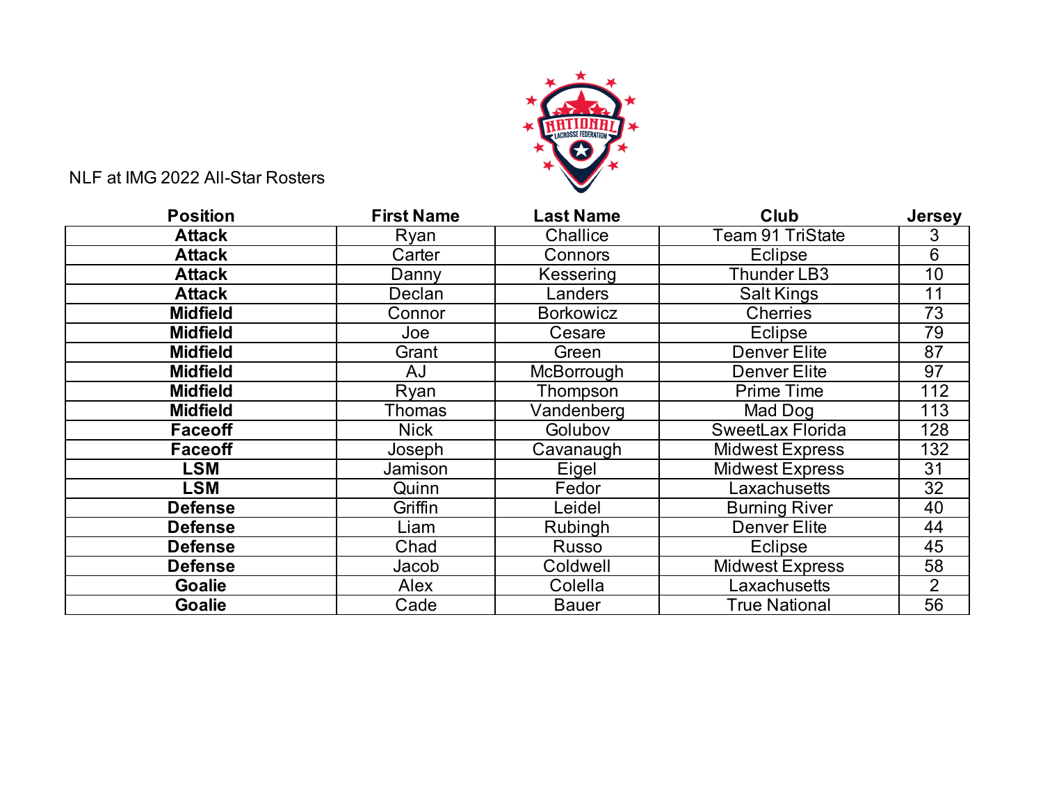NLF at IMG 2022 All-Star Rosters

| Position | First Name | Last Name | Club | Jersey |
|---|---|---|---|---|
| **Attack** | Ryan | Challice | Team 91 TriState | 3 |
| **Attack** | Carter | Connors | Eclipse | 6 |
| **Attack** | Danny | Kessering | Thunder LB3 | 10 |
| **Attack** | Declan | Landers | Salt Kings | 11 |
| **Midfield** | Connor | Borkowicz | Cherries | 73 |
| **Midfield** | Joe | Cesare | Eclipse | 79 |
| **Midfield** | Grant | Green | Denver Elite | 87 |
| **Midfield** | AJ | McBorrough | Denver Elite | 97 |
| **Midfield** | Ryan | Thompson | Prime Time | 112 |
| **Midfield** | Thomas | Vandenberg | Mad Dog | 113 |
| **Faceoff** | Nick | Golubov | SweetLax Florida | 128 |
| **Faceoff** | Joseph | Cavanaugh | Midwest Express | 132 |
| **LSM** | Jamison | Eigel | Midwest Express | 31 |
| **LSM** | Quinn | Fedor | Laxachusetts | 32 |
| **Defense** | Griffin | Leidel | Burning River | 40 |
| **Defense** | Liam | Rubingh | Denver Elite | 44 |
| **Defense** | Chad | Russo | Eclipse | 45 |
| **Defense** | Jacob | Coldwell | Midwest Express | 58 |
| **Goalie** | Alex | Colella | Laxachusetts | 2 |
| **Goalie** | Cade | Bauer | True National | 56 |